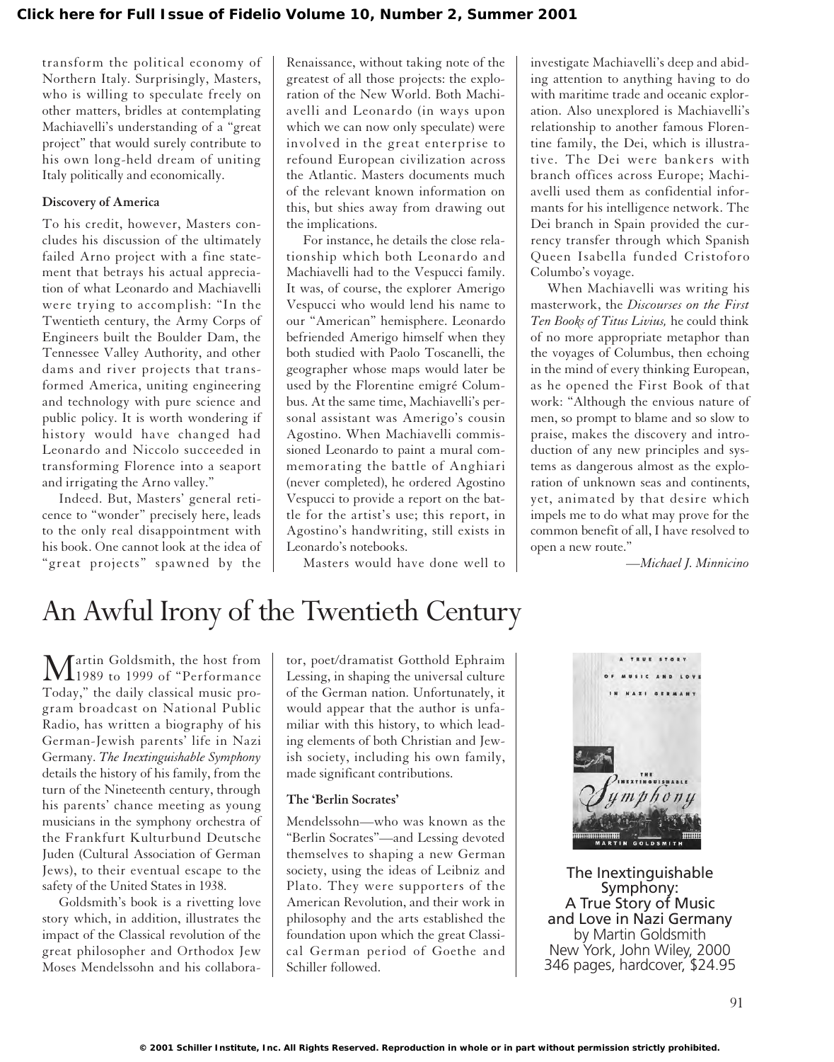transform the political economy of Northern Italy. Surprisingly, Masters, who is willing to speculate freely on other matters, bridles at contemplating Machiavelli's understanding of a "great project" that would surely contribute to his own long-held dream of uniting Italy politically and economically.

### Discovery of America

To his credit, however, Masters concludes his discussion of the ultimately failed Arno project with a fine statement that betrays his actual appreciation of what Leonardo and Machiavelli were trying to accomplish: "In the Twentieth century, the Army Corps of Engineers built the Boulder Dam, the Tennessee Valley Authority, and other dams and river projects that transformed America, uniting engineering and technology with pure science and public policy. It is worth wondering if history would have changed had Leonardo and Niccolo succeeded in transforming Florence into a seaport and irrigating the Arno valley."

Indeed. But, Masters' general reticence to "wonder" precisely here, leads to the only real disappointment with his book. One cannot look at the idea of "great projects" spawned by the Renaissance, without taking note of the greatest of all those projects: the exploration of the New World. Both Machiavelli and Leonardo (in ways upon which we can now only speculate) were involved in the great enterprise to refound European civilization across the Atlantic. Masters documents much of the relevant known information on this, but shies away from drawing out the implications.

For instance, he details the close relationship which both Leonardo and Machiavelli had to the Vespucci family. It was, of course, the explorer Amerigo Vespucci who would lend his name to our "American" hemisphere. Leonardo befriended Amerigo himself when they both studied with Paolo Toscanelli, the geographer whose maps would later be used by the Florentine emigré Columbus. At the same time, Machiavelli's personal assistant was Amerigo's cousin Agostino. When Machiavelli commissioned Leonardo to paint a mural commemorating the battle of Anghiari (never completed), he ordered Agostino Vespucci to provide a report on the battle for the artist's use; this report, in Agostino's handwriting, still exists in Leonardo's notebooks.

Masters would have done well to investigate Machiavelli's deep and abiding attention to anything having to do with maritime trade and oceanic exploration. Also unexplored is Machiavelli's relationship to another famous Florentine family, the Dei, which is illustrative. The Dei were bankers with branch offices across Europe; Machiavelli used them as confidential informants for his intelligence network. The Dei branch in Spain provided the currency transfer through which Spanish Queen Isabella funded Cristoforo Columbo's voyage.

When Machiavelli was writing his masterwork, the *Discourses on the First Ten Books of Titus Livius,* he could think of no more appropriate metaphor than the voyages of Columbus, then echoing in the mind of every thinking European, as he opened the First Book of that work: "Although the envious nature of men, so prompt to blame and so slow to praise, makes the discovery and introduction of any new principles and systems as dangerous almost as the exploration of unknown seas and continents, yet, animated by that desire which impels me to do what may prove for the common benefit of all, I have resolved to open a new route."

*—Michael J. Minnicino*

# An Awful Irony of the Twentieth Century

Martin Goldsmith, the host from 1989 to 1999 of "Performance Today," the daily classical music program broadcast on National Public Radio, has written a biography of his German-Jewish parents' life in Nazi Germany. *The Inextinguishable Symphony* details the history of his family, from the turn of the Nineteenth century, through his parents' chance meeting as young musicians in the symphony orchestra of the Frankfurt Kulturbund Deutsche Juden (Cultural Association of German Jews), to their eventual escape to the safety of the United States in 1938.

Goldsmith's book is a rivetting love story which, in addition, illustrates the impact of the Classical revolution of the great philosopher and Orthodox Jew Moses Mendelssohn and his collaborator, poet/dramatist Gotthold Ephraim Lessing, in shaping the universal culture of the German nation. Unfortunately, it would appear that the author is unfamiliar with this history, to which leading elements of both Christian and Jewish society, including his own family, made significant contributions.

### The 'Berlin Socrates'

Mendelssohn—who was known as the "Berlin Socrates"—and Lessing devoted themselves to shaping a new German society, using the ideas of Leibniz and Plato. They were supporters of the American Revolution, and their work in philosophy and the arts established the foundation upon which the great Classical German period of Goethe and Schiller followed.

The Inextinguishable Symphony: A True Story of Music and Love in Nazi Germany
by Martin Goldsmith
New York, John Wiley, 2000
346 pages, hardcover, $24.95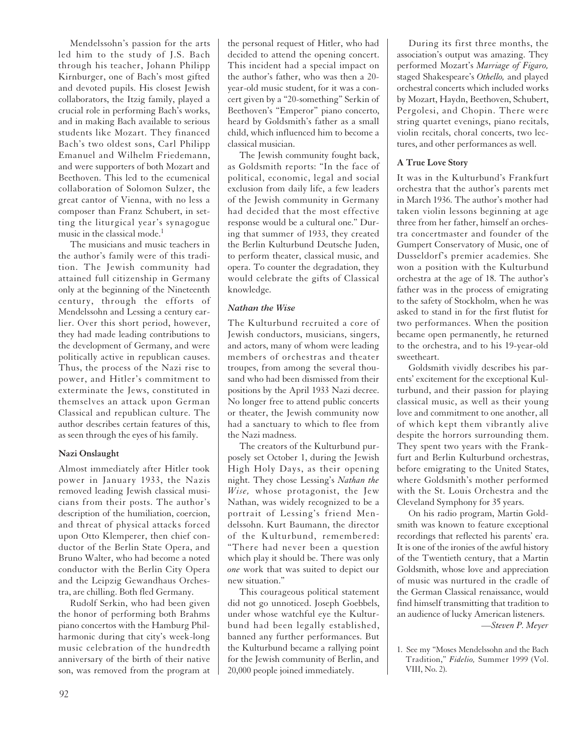Mendelssohn's passion for the arts led him to the study of J.S. Bach through his teacher, Johann Philipp Kirnburger, one of Bach's most gifted and devoted pupils. His closest Jewish collaborators, the Itzig family, played a crucial role in performing Bach's works, and in making Bach available to serious students like Mozart. They financed Bach's two oldest sons, Carl Philipp Emanuel and Wilhelm Friedemann, and were supporters of both Mozart and Beethoven. This led to the ecumenical collaboration of Solomon Sulzer, the great cantor of Vienna, with no less a composer than Franz Schubert, in setting the liturgical year's synagogue music in the classical mode.[1]

The musicians and music teachers in the author's family were of this tradition. The Jewish community had attained full citizenship in Germany only at the beginning of the Nineteenth century, through the efforts of Mendelssohn and Lessing a century earlier. Over this short period, however, they had made leading contributions to the development of Germany, and were politically active in republican causes. Thus, the process of the Nazi rise to power, and Hitler's commitment to exterminate the Jews, constituted in themselves an attack upon German Classical and republican culture. The author describes certain features of this, as seen through the eyes of his family.

### Nazi Onslaught

Almost immediately after Hitler took power in January 1933, the Nazis removed leading Jewish classical musicians from their posts. The author's description of the humiliation, coercion, and threat of physical attacks forced upon Otto Klemperer, then chief conductor of the Berlin State Opera, and Bruno Walter, who had become a noted conductor with the Berlin City Opera and the Leipzig Gewandhaus Orchestra, are chilling. Both fled Germany.

Rudolf Serkin, who had been given the honor of performing both Brahms piano concertos with the Hamburg Philharmonic during that city's week-long music celebration of the hundredth anniversary of the birth of their native son, was removed from the program at the personal request of Hitler, who had decided to attend the opening concert. This incident had a special impact on the author's father, who was then a 20-year-old music student, for it was a concert given by a "20-something" Serkin of Beethoven's "Emperor" piano concerto, heard by Goldsmith's father as a small child, which influenced him to become a classical musician.

The Jewish community fought back, as Goldsmith reports: "In the face of political, economic, legal and social exclusion from daily life, a few leaders of the Jewish community in Germany had decided that the most effective response would be a cultural one." During that summer of 1933, they created the Berlin Kulturbund Deutsche Juden, to perform theater, classical music, and opera. To counter the degradation, they would celebrate the gifts of Classical knowledge.

### *Nathan the Wise*

The Kulturbund recruited a core of Jewish conductors, musicians, singers, and actors, many of whom were leading members of orchestras and theater troupes, from among the several thousand who had been dismissed from their positions by the April 1933 Nazi decree. No longer free to attend public concerts or theater, the Jewish community now had a sanctuary to which to flee from the Nazi madness.

The creators of the Kulturbund purposely set October 1, during the Jewish High Holy Days, as their opening night. They chose Lessing's *Nathan the Wise,* whose protagonist, the Jew Nathan, was widely recognized to be a portrait of Lessing's friend Mendelssohn. Kurt Baumann, the director of the Kulturbund, remembered: "There had never been a question which play it should be. There was only *one* work that was suited to depict our new situation."

This courageous political statement did not go unnoticed. Joseph Goebbels, under whose watchful eye the Kulturbund had been legally established, banned any further performances. But the Kulturbund became a rallying point for the Jewish community of Berlin, and 20,000 people joined immediately.

During its first three months, the association's output was amazing. They performed Mozart's *Marriage of Figaro,* staged Shakespeare's *Othello,* and played orchestral concerts which included works by Mozart, Haydn, Beethoven, Schubert, Pergolesi, and Chopin. There were string quartet evenings, piano recitals, violin recitals, choral concerts, two lectures, and other performances as well.

### A True Love Story

It was in the Kulturbund's Frankfurt orchestra that the author's parents met in March 1936. The author's mother had taken violin lessons beginning at age three from her father, himself an orchestra concertmaster and founder of the Gumpert Conservatory of Music, one of Dusseldorf's premier academies. She won a position with the Kulturbund orchestra at the age of 18. The author's father was in the process of emigrating to the safety of Stockholm, when he was asked to stand in for the first flutist for two performances. When the position became open permanently, he returned to the orchestra, and to his 19-year-old sweetheart.

Goldsmith vividly describes his parents' excitement for the exceptional Kulturbund, and their passion for playing classical music, as well as their young love and commitment to one another, all of which kept them vibrantly alive despite the horrors surrounding them. They spent two years with the Frankfurt and Berlin Kulturbund orchestras, before emigrating to the United States, where Goldsmith's mother performed with the St. Louis Orchestra and the Cleveland Symphony for 35 years.

On his radio program, Martin Goldsmith was known to feature exceptional recordings that reflected his parents' era. It is one of the ironies of the awful history of the Twentieth century, that a Martin Goldsmith, whose love and appreciation of music was nurtured in the cradle of the German Classical renaissance, would find himself transmitting that tradition to an audience of lucky American listeners.

—*Steven P. Meyer*

1. See my "Moses Mendelssohn and the Bach Tradition," *Fidelio,* Summer 1999 (Vol. VIII, No. 2).